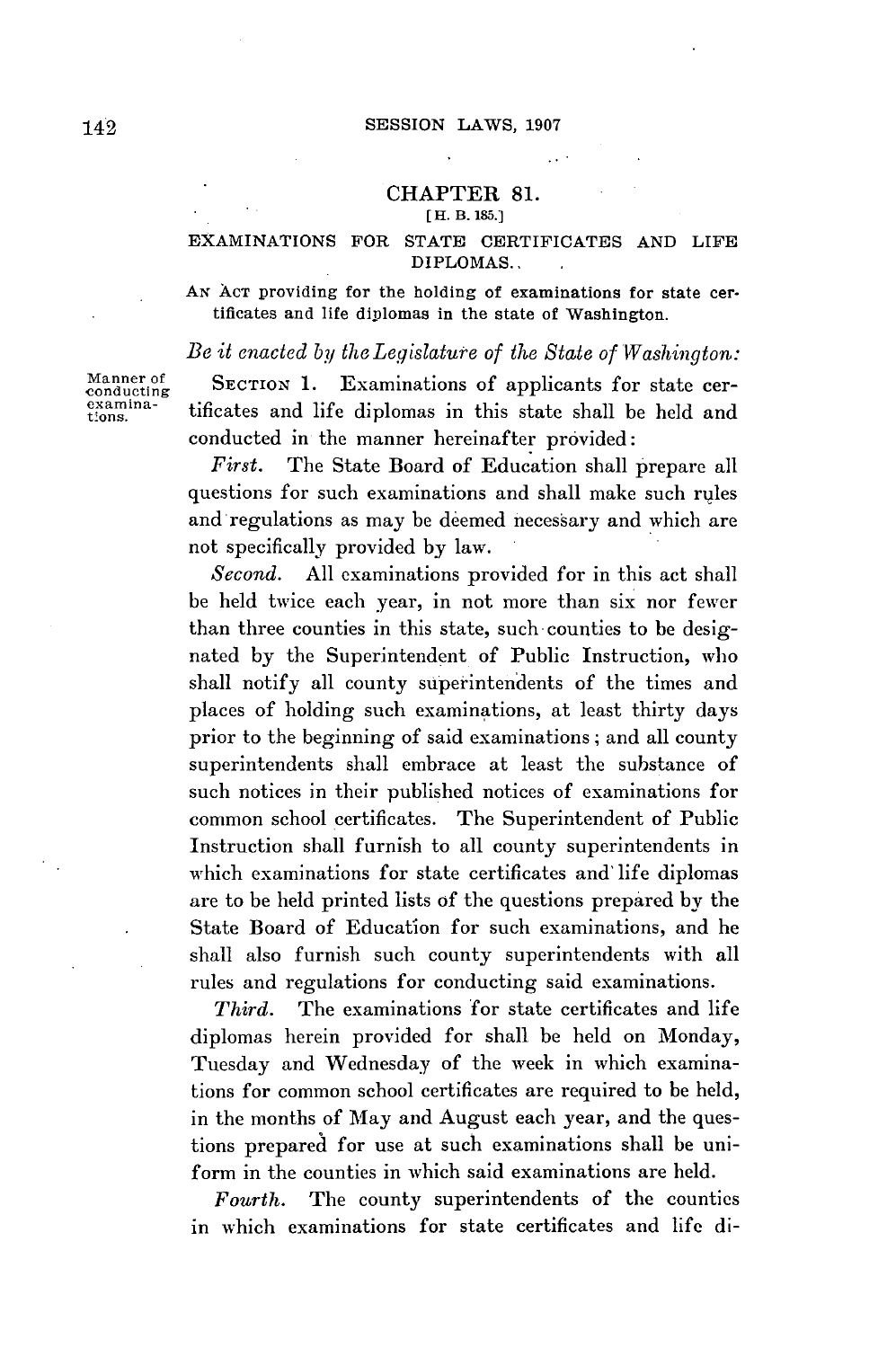# CHAPTER 81.

[H. B. 185.]

## EXAMINATIONS FOR STATE CERTIFICATES AND LIFE DIPLOMAS.

AN ACT providing for the holding of examinations for state certificates and life diplomas in the state of Washington.

*Be it enacted by the Legislature of the State of Washington:*

Manner of conducting examinations.

SECTION 1. Examinations of applicants for state certificates and life diplomas in this state shall be held and conducted in the manner hereinafter provided:

*First.* The State Board of Education shall prepare all questions for such examinations and shall make such rules and regulations as may be deemed necessary and which are not specifically provided by law.

*Second.* All examinations provided for in this act shall be held twice each year, in not more than six nor fewer than three counties in this state, such counties to be designated by the Superintendent of Public Instruction, who shall notify all county superintendents of the times and places of holding such examinations, at least thirty days prior to the beginning of said examinations; and all county superintendents shall embrace at least the substance of such notices in their published notices of examinations for common school certificates. The Superintendent of Public Instruction shall furnish to all county superintendents in which examinations for state certificates and life diplomas are to be held printed lists of the questions prepared by the State Board of Education for such examinations, and he shall also furnish such county superintendents with all rules and regulations for conducting said examinations.

*Third.* The examinations for state certificates and life diplomas herein provided for shall be held on Monday, Tuesday and Wednesday of the week in which examinations for common school certificates are required to be held, in the months of May and August each year, and the questions prepared for use at such examinations shall be uniform in the counties in which said examinations are held.

*Fourth.* The county superintendents of the counties in which examinations for state certificates and life di-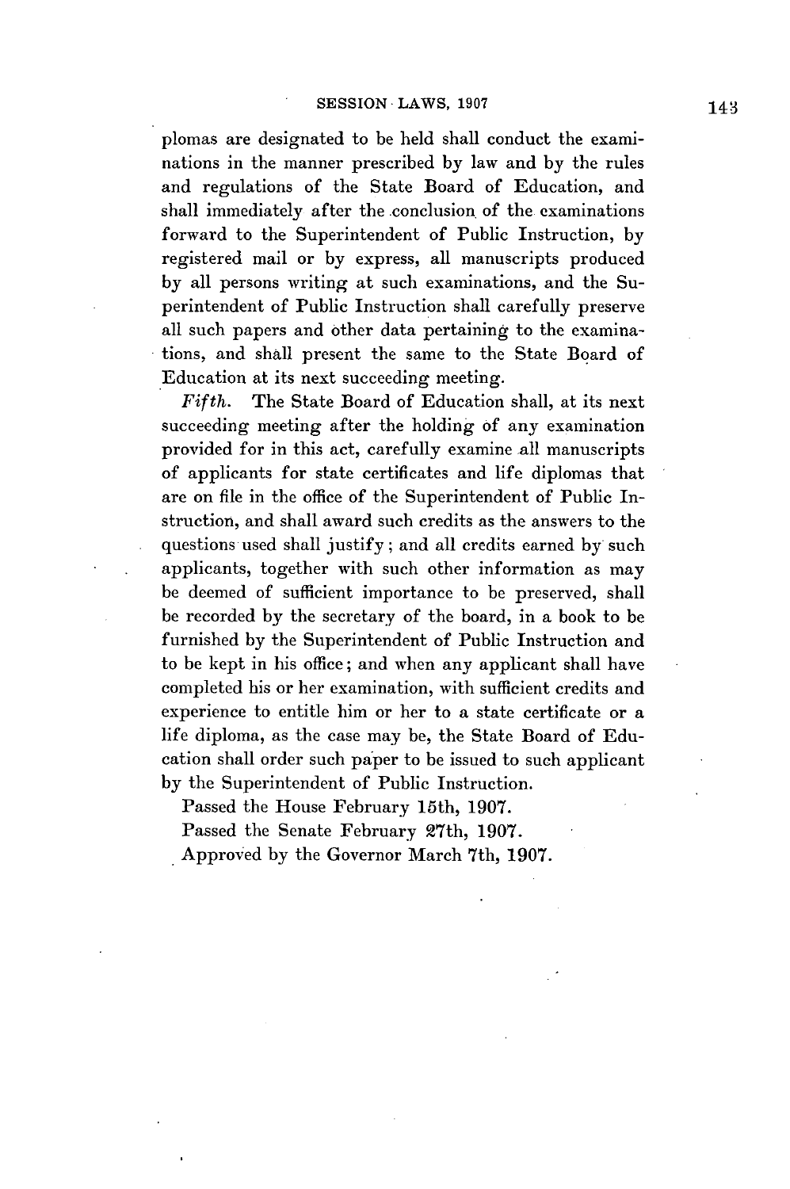plomas are designated to be held shall conduct the examinations in the manner prescribed by law and by the rules and regulations of the State Board of Education, and shall immediately after the conclusion of the examinations forward to the Superintendent of Public Instruction, by registered mail or by express, all manuscripts produced by all persons writing at such examinations, and the Superintendent of Public Instruction shall carefully preserve all such papers and other data pertaining to the examinations, and shall present the same to the State Board of Education at its next succeeding meeting.

*Fifth.* The State Board of Education shall, at its next succeeding meeting after the holding of any examination provided for in this act, carefully examine all manuscripts of applicants for state certificates and life diplomas that are on file in the office of the Superintendent of Public Instruction, and shall award such credits as the answers to the questions used shall justify; and all credits earned by such applicants, together with such other information as may be deemed of sufficient importance to be preserved, shall be recorded by the secretary of the board, in a book to be furnished by the Superintendent of Public Instruction and to be kept in his office; and when any applicant shall have completed his or her examination, with sufficient credits and experience to entitle him or her to a state certificate or a life diploma, as the case may be, the State Board of Education shall order such paper to be issued to such applicant by the Superintendent of Public Instruction.

Passed the House February 15th, 1907.

Passed the Senate February 27th, 1907.

Approved by the Governor March 7th, 1907.